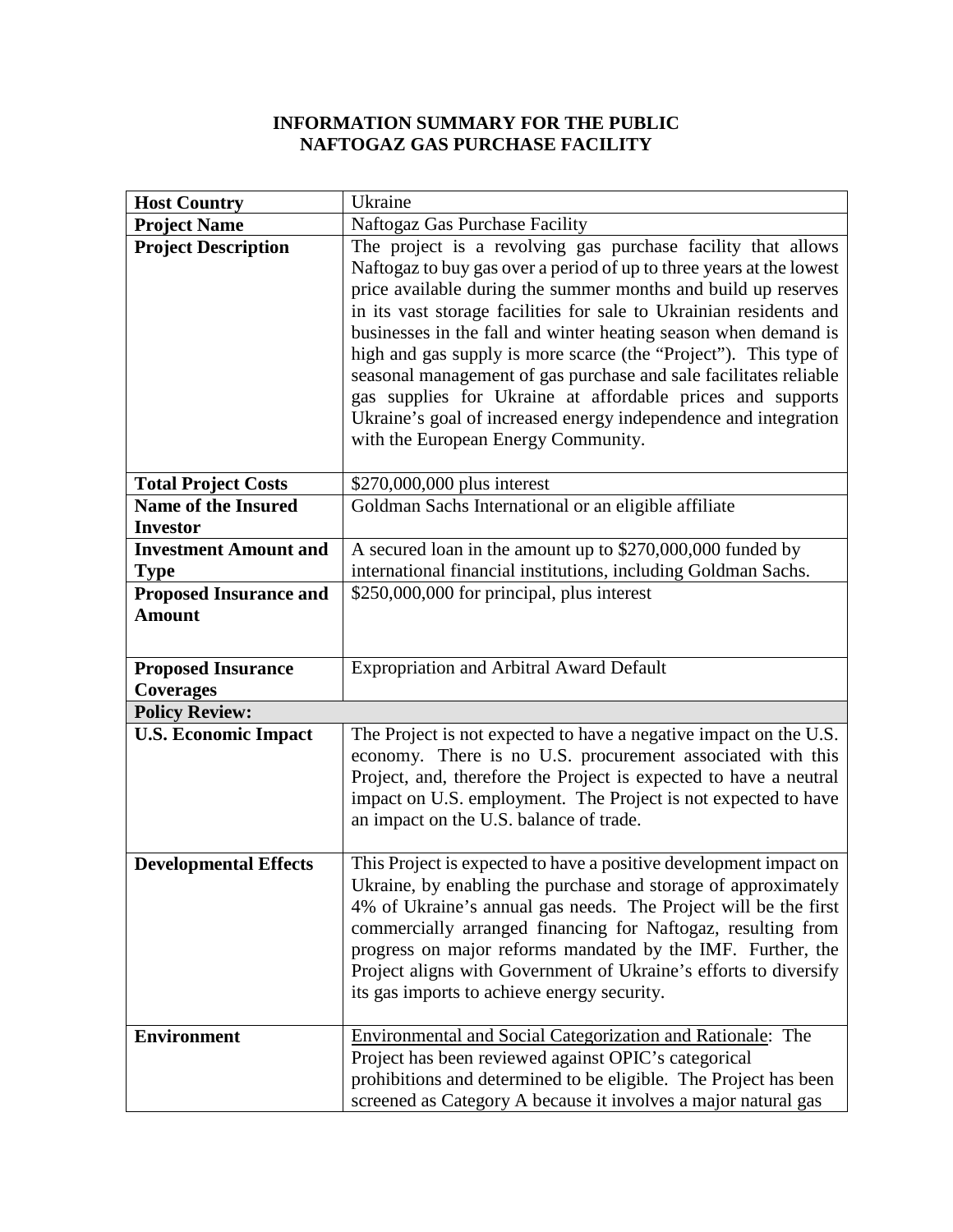# INFORMATION SUMMARY FOR THE PUBLIC
# NAFTOGAZ GAS PURCHASE FACILITY

| **Host Country** | Ukraine |
|---|---|
| **Project Name** | Naftogaz Gas Purchase Facility |
| **Project Description** | The project is a revolving gas purchase facility that allows Naftogaz to buy gas over a period of up to three years at the lowest price available during the summer months and build up reserves in its vast storage facilities for sale to Ukrainian residents and businesses in the fall and winter heating season when demand is high and gas supply is more scarce (the "Project"). This type of seasonal management of gas purchase and sale facilitates reliable gas supplies for Ukraine at affordable prices and supports Ukraine's goal of increased energy independence and integration with the European Energy Community. |
| **Total Project Costs** | $270,000,000 plus interest |
| **Name of the Insured Investor** | Goldman Sachs International or an eligible affiliate |
| **Investment Amount and Type** | A secured loan in the amount up to $270,000,000 funded by international financial institutions, including Goldman Sachs. |
| **Proposed Insurance and Amount** | $250,000,000 for principal, plus interest |
| **Proposed Insurance Coverages** | Expropriation and Arbitral Award Default |
| **Policy Review:** | |
| **U.S. Economic Impact** | The Project is not expected to have a negative impact on the U.S. economy. There is no U.S. procurement associated with this Project, and, therefore the Project is expected to have a neutral impact on U.S. employment. The Project is not expected to have an impact on the U.S. balance of trade. |
| **Developmental Effects** | This Project is expected to have a positive development impact on Ukraine, by enabling the purchase and storage of approximately 4% of Ukraine's annual gas needs. The Project will be the first commercially arranged financing for Naftogaz, resulting from progress on major reforms mandated by the IMF. Further, the Project aligns with Government of Ukraine's efforts to diversify its gas imports to achieve energy security. |
| **Environment** | Environmental and Social Categorization and Rationale: The Project has been reviewed against OPIC's categorical prohibitions and determined to be eligible. The Project has been screened as Category A because it involves a major natural gas |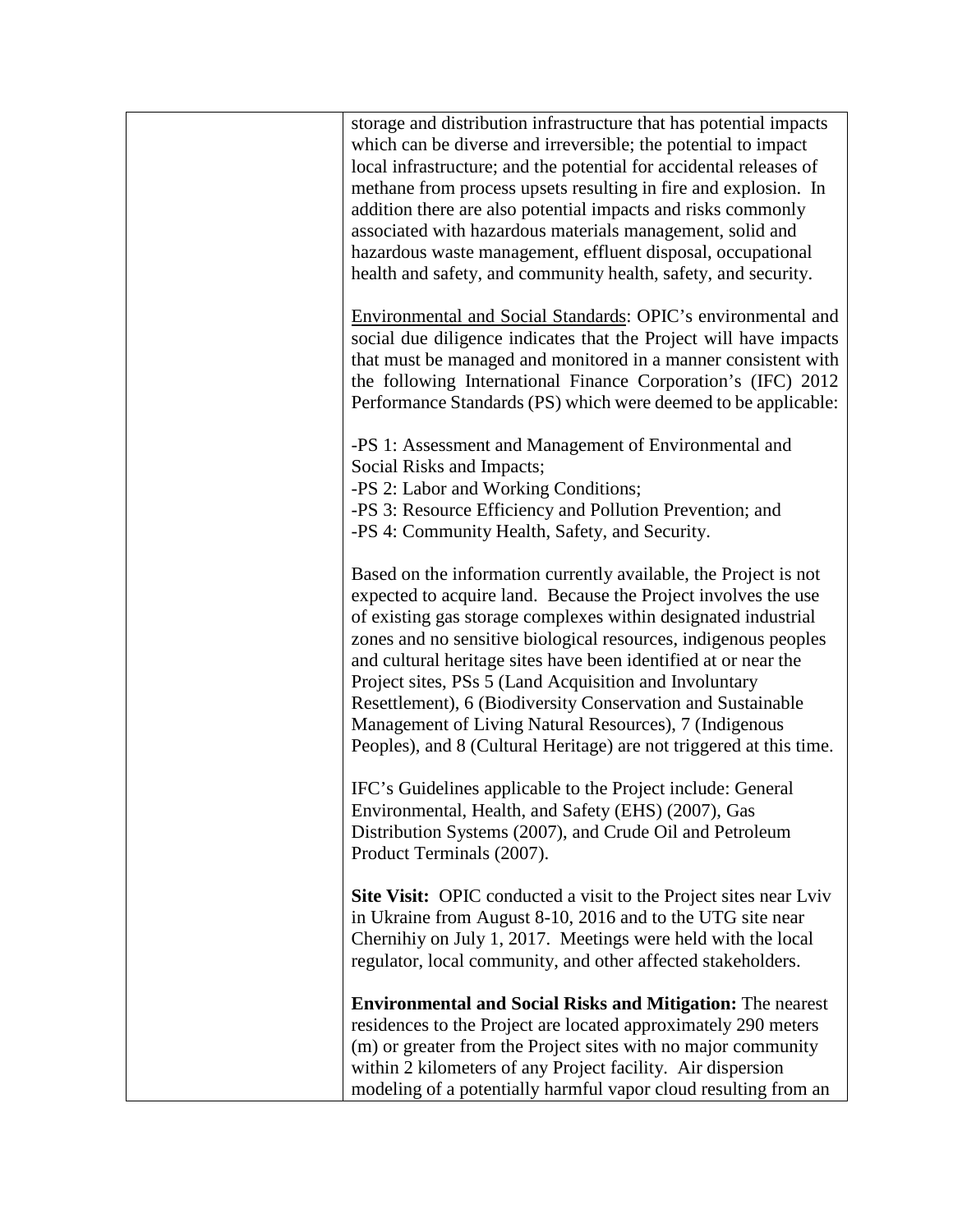| | storage and distribution infrastructure that has potential impacts which can be diverse and irreversible; the potential to impact local infrastructure; and the potential for accidental releases of methane from process upsets resulting in fire and explosion. In addition there are also potential impacts and risks commonly associated with hazardous materials management, solid and hazardous waste management, effluent disposal, occupational health and safety, and community health, safety, and security.<br><br>Environmental and Social Standards: OPIC's environmental and social due diligence indicates that the Project will have impacts that must be managed and monitored in a manner consistent with the following International Finance Corporation's (IFC) 2012 Performance Standards (PS) which were deemed to be applicable:<br><br>-PS 1: Assessment and Management of Environmental and Social Risks and Impacts;<br>-PS 2: Labor and Working Conditions;<br>-PS 3: Resource Efficiency and Pollution Prevention; and<br>-PS 4: Community Health, Safety, and Security.<br><br>Based on the information currently available, the Project is not expected to acquire land. Because the Project involves the use of existing gas storage complexes within designated industrial zones and no sensitive biological resources, indigenous peoples and cultural heritage sites have been identified at or near the Project sites, PSs 5 (Land Acquisition and Involuntary Resettlement), 6 (Biodiversity Conservation and Sustainable Management of Living Natural Resources), 7 (Indigenous Peoples), and 8 (Cultural Heritage) are not triggered at this time.<br><br>IFC's Guidelines applicable to the Project include: General Environmental, Health, and Safety (EHS) (2007), Gas Distribution Systems (2007), and Crude Oil and Petroleum Product Terminals (2007).<br><br>**Site Visit:** OPIC conducted a visit to the Project sites near Lviv in Ukraine from August 8-10, 2016 and to the UTG site near Chernihiy on July 1, 2017. Meetings were held with the local regulator, local community, and other affected stakeholders.<br><br>**Environmental and Social Risks and Mitigation:** The nearest residences to the Project are located approximately 290 meters (m) or greater from the Project sites with no major community within 2 kilometers of any Project facility. Air dispersion modeling of a potentially harmful vapor cloud resulting from an |
|---|---|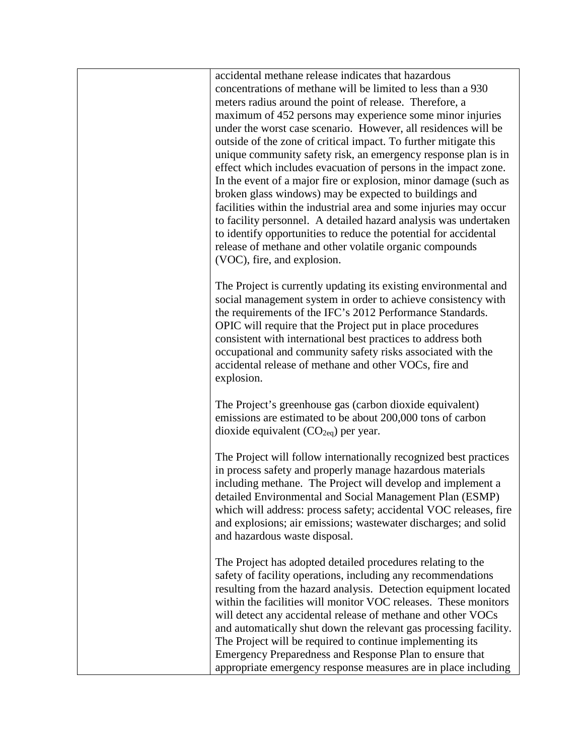|  | accidental methane release indicates that hazardous concentrations of methane will be limited to less than a 930 meters radius around the point of release. Therefore, a maximum of 452 persons may experience some minor injuries under the worst case scenario. However, all residences will be outside of the zone of critical impact. To further mitigate this unique community safety risk, an emergency response plan is in effect which includes evacuation of persons in the impact zone. In the event of a major fire or explosion, minor damage (such as broken glass windows) may be expected to buildings and facilities within the industrial area and some injuries may occur to facility personnel. A detailed hazard analysis was undertaken to identify opportunities to reduce the potential for accidental release of methane and other volatile organic compounds (VOC), fire, and explosion.<br><br>The Project is currently updating its existing environmental and social management system in order to achieve consistency with the requirements of the IFC's 2012 Performance Standards. OPIC will require that the Project put in place procedures consistent with international best practices to address both occupational and community safety risks associated with the accidental release of methane and other VOCs, fire and explosion.<br><br>The Project's greenhouse gas (carbon dioxide equivalent) emissions are estimated to be about 200,000 tons of carbon dioxide equivalent ($CO_{2eq}$) per year.<br><br>The Project will follow internationally recognized best practices in process safety and properly manage hazardous materials including methane. The Project will develop and implement a detailed Environmental and Social Management Plan (ESMP) which will address: process safety; accidental VOC releases, fire and explosions; air emissions; wastewater discharges; and solid and hazardous waste disposal.<br><br>The Project has adopted detailed procedures relating to the safety of facility operations, including any recommendations resulting from the hazard analysis. Detection equipment located within the facilities will monitor VOC releases. These monitors will detect any accidental release of methane and other VOCs and automatically shut down the relevant gas processing facility. The Project will be required to continue implementing its Emergency Preparedness and Response Plan to ensure that appropriate emergency response measures are in place including |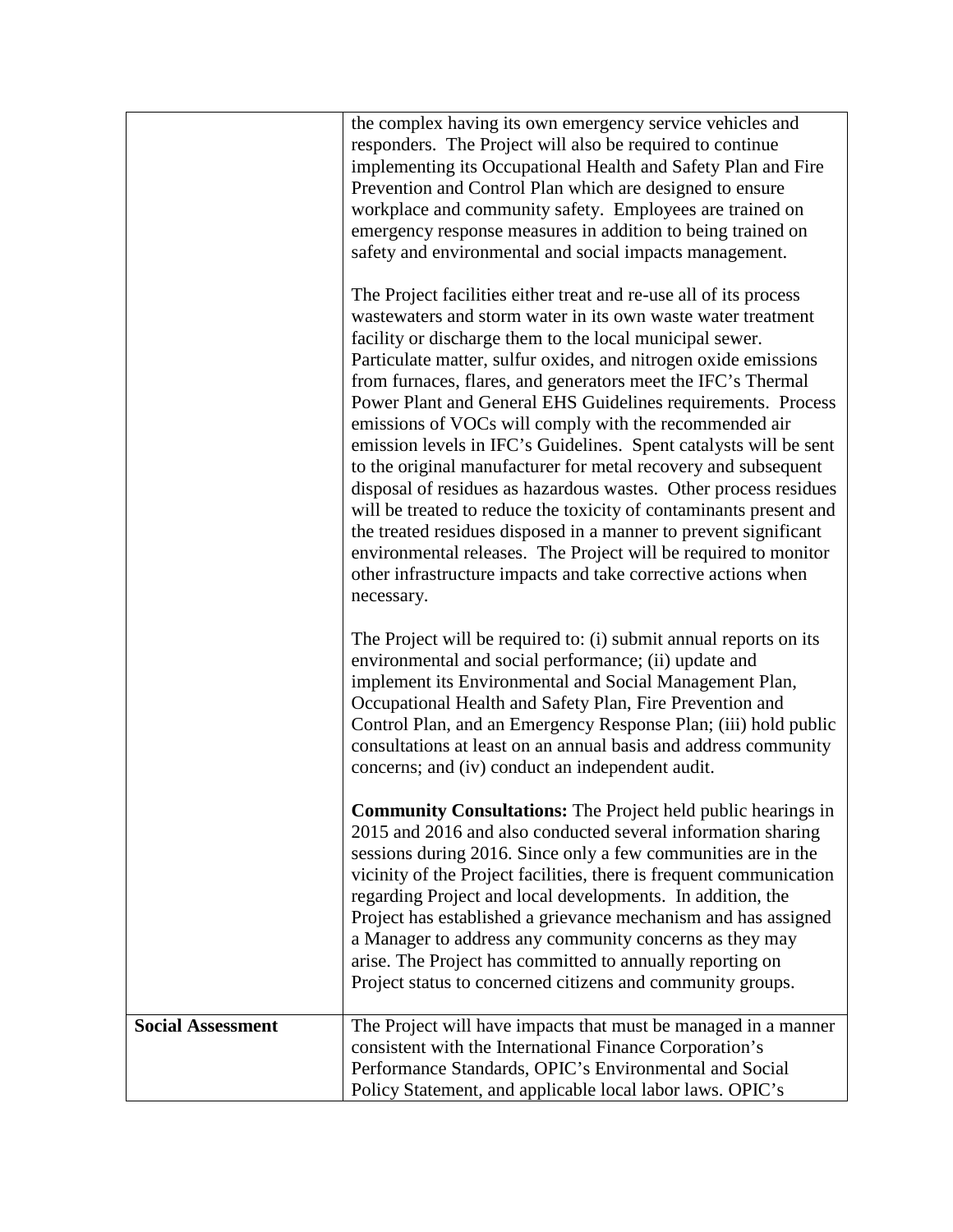| | |
|---|---|
| | the complex having its own emergency service vehicles and responders. The Project will also be required to continue implementing its Occupational Health and Safety Plan and Fire Prevention and Control Plan which are designed to ensure workplace and community safety. Employees are trained on emergency response measures in addition to being trained on safety and environmental and social impacts management.<br><br>The Project facilities either treat and re-use all of its process wastewaters and storm water in its own waste water treatment facility or discharge them to the local municipal sewer. Particulate matter, sulfur oxides, and nitrogen oxide emissions from furnaces, flares, and generators meet the IFC's Thermal Power Plant and General EHS Guidelines requirements. Process emissions of VOCs will comply with the recommended air emission levels in IFC's Guidelines. Spent catalysts will be sent to the original manufacturer for metal recovery and subsequent disposal of residues as hazardous wastes. Other process residues will be treated to reduce the toxicity of contaminants present and the treated residues disposed in a manner to prevent significant environmental releases. The Project will be required to monitor other infrastructure impacts and take corrective actions when necessary.<br><br>The Project will be required to: (i) submit annual reports on its environmental and social performance; (ii) update and implement its Environmental and Social Management Plan, Occupational Health and Safety Plan, Fire Prevention and Control Plan, and an Emergency Response Plan; (iii) hold public consultations at least on an annual basis and address community concerns; and (iv) conduct an independent audit.<br><br>**Community Consultations:** The Project held public hearings in 2015 and 2016 and also conducted several information sharing sessions during 2016. Since only a few communities are in the vicinity of the Project facilities, there is frequent communication regarding Project and local developments. In addition, the Project has established a grievance mechanism and has assigned a Manager to address any community concerns as they may arise. The Project has committed to annually reporting on Project status to concerned citizens and community groups. |
| **Social Assessment** | The Project will have impacts that must be managed in a manner consistent with the International Finance Corporation's Performance Standards, OPIC's Environmental and Social Policy Statement, and applicable local labor laws. OPIC's |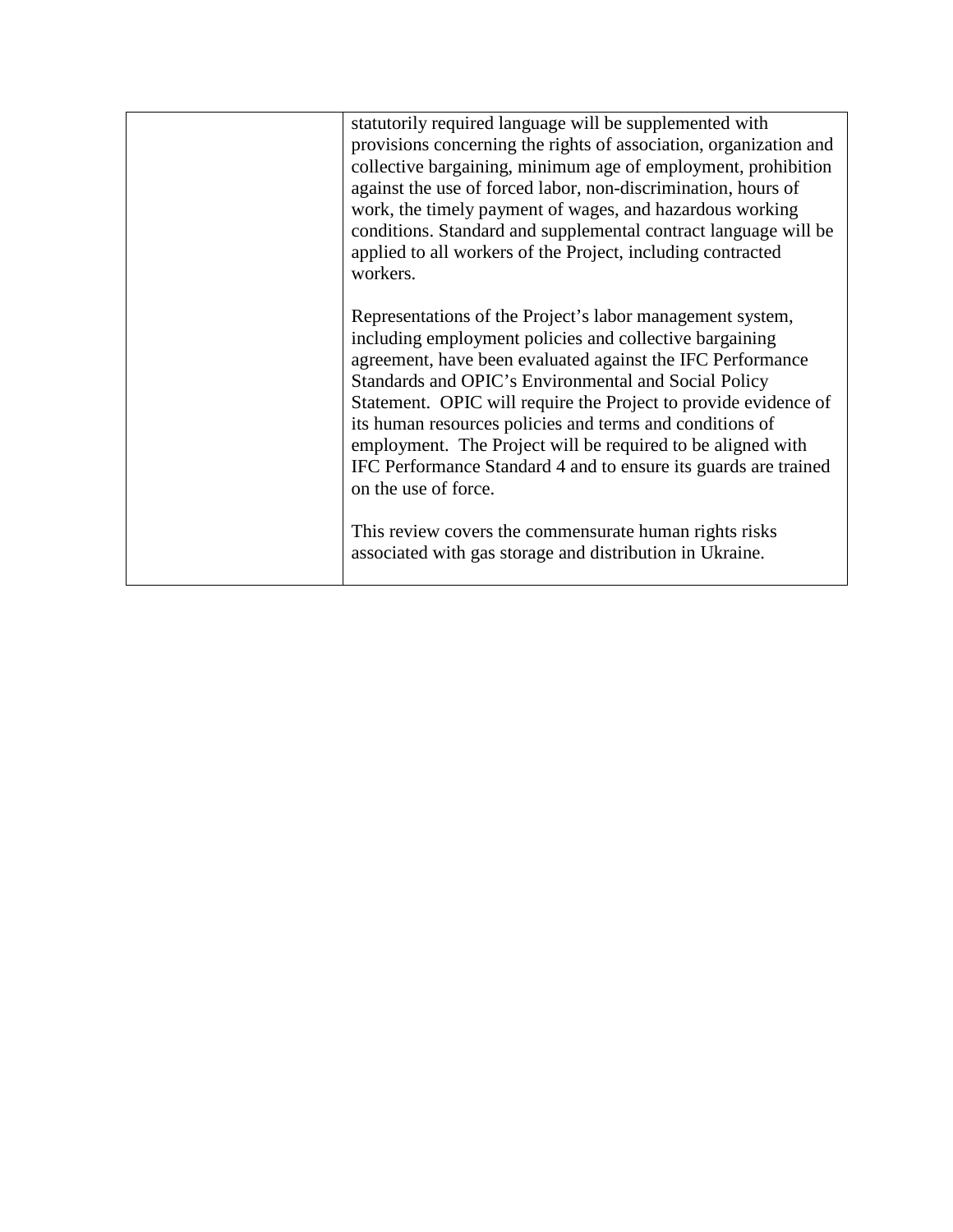| | |
| --- | --- |
| | statutorily required language will be supplemented with provisions concerning the rights of association, organization and collective bargaining, minimum age of employment, prohibition against the use of forced labor, non-discrimination, hours of work, the timely payment of wages, and hazardous working conditions. Standard and supplemental contract language will be applied to all workers of the Project, including contracted workers.<br><br>Representations of the Project's labor management system, including employment policies and collective bargaining agreement, have been evaluated against the IFC Performance Standards and OPIC's Environmental and Social Policy Statement. OPIC will require the Project to provide evidence of its human resources policies and terms and conditions of employment. The Project will be required to be aligned with IFC Performance Standard 4 and to ensure its guards are trained on the use of force.<br><br>This review covers the commensurate human rights risks associated with gas storage and distribution in Ukraine. |